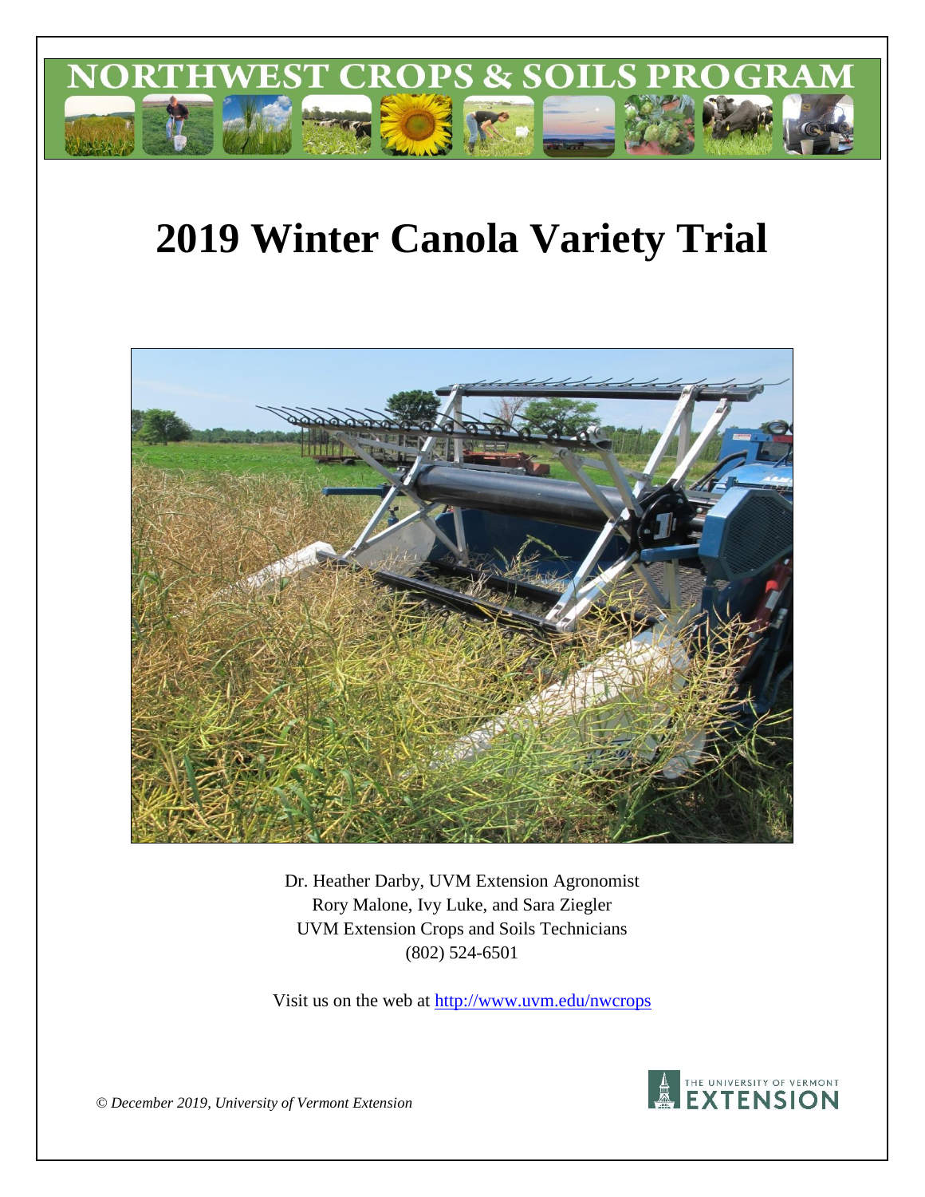NORTHWEST CROPS & SOILS PROGRAM

# 2019 Winter Canola Variety Trial

Dr. Heather Darby, UVM Extension Agronomist
Rory Malone, Ivy Luke, and Sara Ziegler
UVM Extension Crops and Soils Technicians
(802) 524-6501

Visit us on the web at http://www.uvm.edu/nwcrops

*© December 2019, University of Vermont Extension*

THE UNIVERSITY OF VERMONT EXTENSION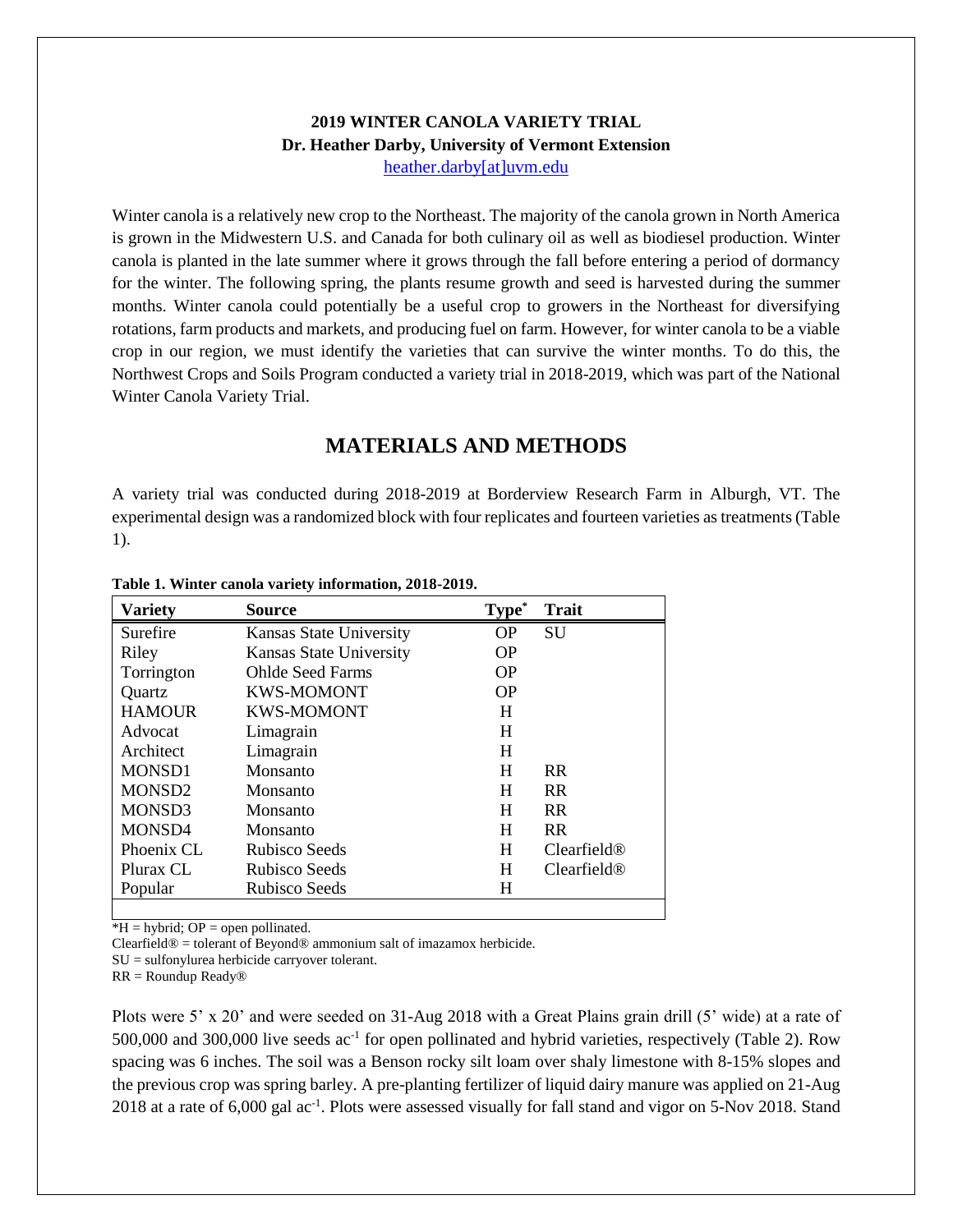**2019 WINTER CANOLA VARIETY TRIAL**
**Dr. Heather Darby, University of Vermont Extension**
heather.darby[at]uvm.edu

Winter canola is a relatively new crop to the Northeast. The majority of the canola grown in North America is grown in the Midwestern U.S. and Canada for both culinary oil as well as biodiesel production. Winter canola is planted in the late summer where it grows through the fall before entering a period of dormancy for the winter. The following spring, the plants resume growth and seed is harvested during the summer months. Winter canola could potentially be a useful crop to growers in the Northeast for diversifying rotations, farm products and markets, and producing fuel on farm. However, for winter canola to be a viable crop in our region, we must identify the varieties that can survive the winter months. To do this, the Northwest Crops and Soils Program conducted a variety trial in 2018-2019, which was part of the National Winter Canola Variety Trial.

## MATERIALS AND METHODS

A variety trial was conducted during 2018-2019 at Borderview Research Farm in Alburgh, VT. The experimental design was a randomized block with four replicates and fourteen varieties as treatments (Table 1).

**Table 1. Winter canola variety information, 2018-2019.**

| Variety | Source | Type* | Trait |
|---|---|---|---|
| Surefire | Kansas State University | OP | SU |
| Riley | Kansas State University | OP | |
| Torrington | Ohlde Seed Farms | OP | |
| Quartz | KWS-MOMONT | OP | |
| HAMOUR | KWS-MOMONT | H | |
| Advocat | Limagrain | H | |
| Architect | Limagrain | H | |
| MONSD1 | Monsanto | H | RR |
| MONSD2 | Monsanto | H | RR |
| MONSD3 | Monsanto | H | RR |
| MONSD4 | Monsanto | H | RR |
| Phoenix CL | Rubisco Seeds | H | Clearfield® |
| Plurax CL | Rubisco Seeds | H | Clearfield® |
| Popular | Rubisco Seeds | H | |

*H = hybrid; OP = open pollinated.
Clearfield® = tolerant of Beyond® ammonium salt of imazamox herbicide.
SU = sulfonylurea herbicide carryover tolerant.
RR = Roundup Ready®

Plots were 5' x 20' and were seeded on 31-Aug 2018 with a Great Plains grain drill (5' wide) at a rate of 500,000 and 300,000 live seeds ac$^{-1}$ for open pollinated and hybrid varieties, respectively (Table 2). Row spacing was 6 inches. The soil was a Benson rocky silt loam over shaly limestone with 8-15% slopes and the previous crop was spring barley. A pre-planting fertilizer of liquid dairy manure was applied on 21-Aug 2018 at a rate of 6,000 gal ac$^{-1}$. Plots were assessed visually for fall stand and vigor on 5-Nov 2018. Stand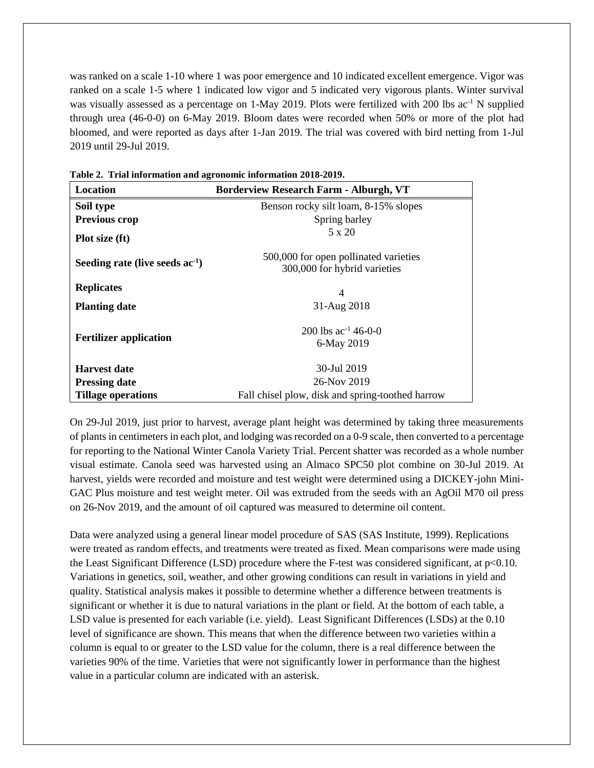was ranked on a scale 1-10 where 1 was poor emergence and 10 indicated excellent emergence. Vigor was ranked on a scale 1-5 where 1 indicated low vigor and 5 indicated very vigorous plants. Winter survival was visually assessed as a percentage on 1-May 2019. Plots were fertilized with 200 lbs $ac^{-1}$ N supplied through urea (46-0-0) on 6-May 2019. Bloom dates were recorded when 50% or more of the plot had bloomed, and were reported as days after 1-Jan 2019. The trial was covered with bird netting from 1-Jul 2019 until 29-Jul 2019.

**Table 2. Trial information and agronomic information 2018-2019.**

| Location | Borderview Research Farm - Alburgh, VT |
|---|---|
| **Soil type** | Benson rocky silt loam, 8-15% slopes |
| **Previous crop** | Spring barley |
| **Plot size (ft)** | 5 x 20 |
| **Seeding rate (live seeds $ac^{-1}$)** | 500,000 for open pollinated varieties<br>300,000 for hybrid varieties |
| **Replicates** | 4 |
| **Planting date** | 31-Aug 2018 |
| **Fertilizer application** | 200 lbs $ac^{-1}$ 46-0-0<br>6-May 2019 |
| **Harvest date** | 30-Jul 2019 |
| **Pressing date** | 26-Nov 2019 |
| **Tillage operations** | Fall chisel plow, disk and spring-toothed harrow |

On 29-Jul 2019, just prior to harvest, average plant height was determined by taking three measurements of plants in centimeters in each plot, and lodging was recorded on a 0-9 scale, then converted to a percentage for reporting to the National Winter Canola Variety Trial. Percent shatter was recorded as a whole number visual estimate. Canola seed was harvested using an Almaco SPC50 plot combine on 30-Jul 2019. At harvest, yields were recorded and moisture and test weight were determined using a DICKEY-john Mini-GAC Plus moisture and test weight meter. Oil was extruded from the seeds with an AgOil M70 oil press on 26-Nov 2019, and the amount of oil captured was measured to determine oil content.

Data were analyzed using a general linear model procedure of SAS (SAS Institute, 1999). Replications were treated as random effects, and treatments were treated as fixed. Mean comparisons were made using the Least Significant Difference (LSD) procedure where the F-test was considered significant, at $p<0.10$. Variations in genetics, soil, weather, and other growing conditions can result in variations in yield and quality. Statistical analysis makes it possible to determine whether a difference between treatments is significant or whether it is due to natural variations in the plant or field. At the bottom of each table, a LSD value is presented for each variable (i.e. yield). Least Significant Differences (LSDs) at the 0.10 level of significance are shown. This means that when the difference between two varieties within a column is equal to or greater to the LSD value for the column, there is a real difference between the varieties 90% of the time. Varieties that were not significantly lower in performance than the highest value in a particular column are indicated with an asterisk.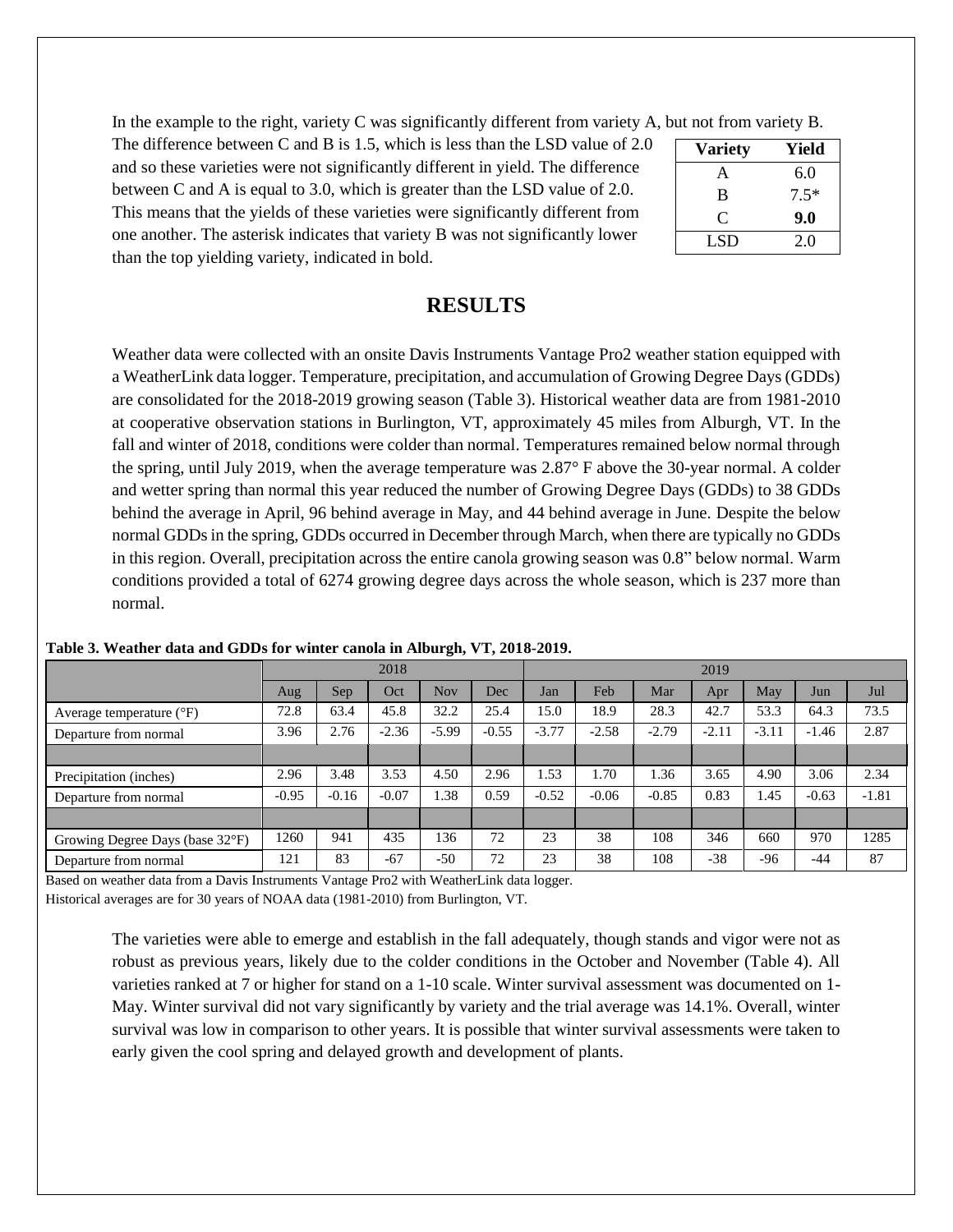In the example to the right, variety C was significantly different from variety A, but not from variety B. The difference between C and B is 1.5, which is less than the LSD value of 2.0 and so these varieties were not significantly different in yield. The difference between C and A is equal to 3.0, which is greater than the LSD value of 2.0. This means that the yields of these varieties were significantly different from one another. The asterisk indicates that variety B was not significantly lower than the top yielding variety, indicated in bold.

| Variety | Yield |
|---|---|
| A | 6.0 |
| B | 7.5* |
| C | **9.0** |
| LSD | 2.0 |

## RESULTS

Weather data were collected with an onsite Davis Instruments Vantage Pro2 weather station equipped with a WeatherLink data logger. Temperature, precipitation, and accumulation of Growing Degree Days (GDDs) are consolidated for the 2018-2019 growing season (Table 3). Historical weather data are from 1981-2010 at cooperative observation stations in Burlington, VT, approximately 45 miles from Alburgh, VT. In the fall and winter of 2018, conditions were colder than normal. Temperatures remained below normal through the spring, until July 2019, when the average temperature was 2.87° F above the 30-year normal. A colder and wetter spring than normal this year reduced the number of Growing Degree Days (GDDs) to 38 GDDs behind the average in April, 96 behind average in May, and 44 behind average in June. Despite the below normal GDDs in the spring, GDDs occurred in December through March, when there are typically no GDDs in this region. Overall, precipitation across the entire canola growing season was 0.8" below normal. Warm conditions provided a total of 6274 growing degree days across the whole season, which is 237 more than normal.

**Table 3. Weather data and GDDs for winter canola in Alburgh, VT, 2018-2019.**

| | 2018 | | | | | 2019 | | | | | | |
|---|---|---|---|---|---|---|---|---|---|---|---|---|
| | Aug | Sep | Oct | Nov | Dec | Jan | Feb | Mar | Apr | May | Jun | Jul |
| Average temperature (°F) | 72.8 | 63.4 | 45.8 | 32.2 | 25.4 | 15.0 | 18.9 | 28.3 | 42.7 | 53.3 | 64.3 | 73.5 |
| Departure from normal | 3.96 | 2.76 | -2.36 | -5.99 | -0.55 | -3.77 | -2.58 | -2.79 | -2.11 | -3.11 | -1.46 | 2.87 |
| | | | | | | | | | | | | |
| Precipitation (inches) | 2.96 | 3.48 | 3.53 | 4.50 | 2.96 | 1.53 | 1.70 | 1.36 | 3.65 | 4.90 | 3.06 | 2.34 |
| Departure from normal | -0.95 | -0.16 | -0.07 | 1.38 | 0.59 | -0.52 | -0.06 | -0.85 | 0.83 | 1.45 | -0.63 | -1.81 |
| | | | | | | | | | | | | |
| Growing Degree Days (base 32°F) | 1260 | 941 | 435 | 136 | 72 | 23 | 38 | 108 | 346 | 660 | 970 | 1285 |
| Departure from normal | 121 | 83 | -67 | -50 | 72 | 23 | 38 | 108 | -38 | -96 | -44 | 87 |

Based on weather data from a Davis Instruments Vantage Pro2 with WeatherLink data logger.
Historical averages are for 30 years of NOAA data (1981-2010) from Burlington, VT.

The varieties were able to emerge and establish in the fall adequately, though stands and vigor were not as robust as previous years, likely due to the colder conditions in the October and November (Table 4). All varieties ranked at 7 or higher for stand on a 1-10 scale. Winter survival assessment was documented on 1-May. Winter survival did not vary significantly by variety and the trial average was 14.1%. Overall, winter survival was low in comparison to other years. It is possible that winter survival assessments were taken to early given the cool spring and delayed growth and development of plants.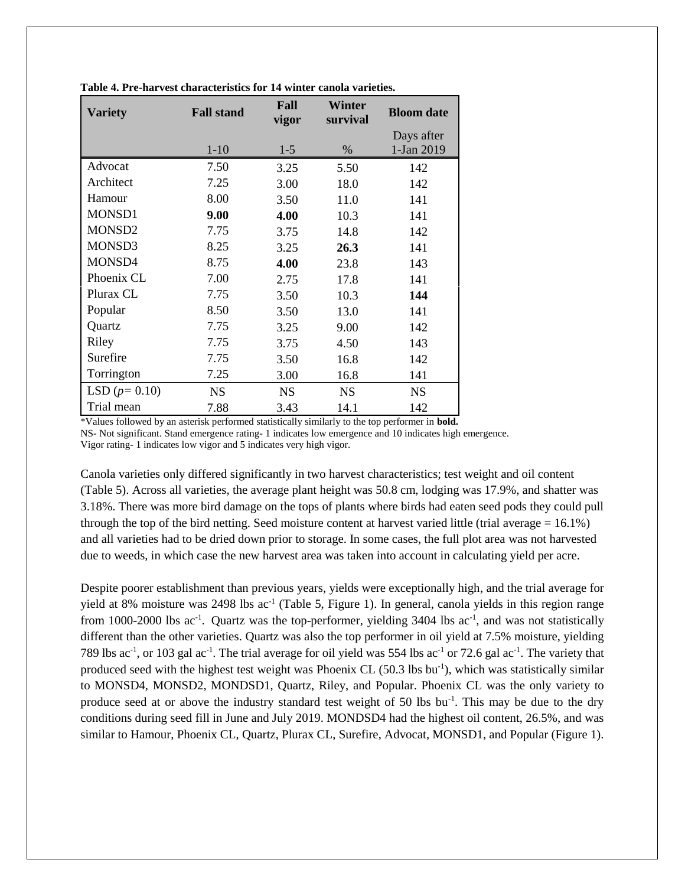**Table 4. Pre-harvest characteristics for 14 winter canola varieties.**

| Variety | Fall stand | Fall vigor | Winter survival | Bloom date |
|---|---|---|---|---|
| | 1-10 | 1-5 | % | Days after 1-Jan 2019 |
| Advocat | 7.50 | 3.25 | 5.50 | 142 |
| Architect | 7.25 | 3.00 | 18.0 | 142 |
| Hamour | 8.00 | 3.50 | 11.0 | 141 |
| MONSD1 | **9.00** | **4.00** | 10.3 | 141 |
| MONSD2 | 7.75 | 3.75 | 14.8 | 142 |
| MONSD3 | 8.25 | 3.25 | **26.3** | 141 |
| MONSD4 | 8.75 | **4.00** | 23.8 | 143 |
| Phoenix CL | 7.00 | 2.75 | 17.8 | 141 |
| Plurax CL | 7.75 | 3.50 | 10.3 | **144** |
| Popular | 8.50 | 3.50 | 13.0 | 141 |
| Quartz | 7.75 | 3.25 | 9.00 | 142 |
| Riley | 7.75 | 3.75 | 4.50 | 143 |
| Surefire | 7.75 | 3.50 | 16.8 | 142 |
| Torrington | 7.25 | 3.00 | 16.8 | 141 |
| LSD ($p$= 0.10) | NS | NS | NS | NS |
| Trial mean | 7.88 | 3.43 | 14.1 | 142 |

*Values followed by an asterisk performed statistically similarly to the top performer in **bold.**

NS- Not significant. Stand emergence rating- 1 indicates low emergence and 10 indicates high emergence.

Vigor rating- 1 indicates low vigor and 5 indicates very high vigor.

Canola varieties only differed significantly in two harvest characteristics; test weight and oil content (Table 5). Across all varieties, the average plant height was 50.8 cm, lodging was 17.9%, and shatter was 3.18%. There was more bird damage on the tops of plants where birds had eaten seed pods they could pull through the top of the bird netting. Seed moisture content at harvest varied little (trial average = 16.1%) and all varieties had to be dried down prior to storage. In some cases, the full plot area was not harvested due to weeds, in which case the new harvest area was taken into account in calculating yield per acre.

Despite poorer establishment than previous years, yields were exceptionally high, and the trial average for yield at 8% moisture was 2498 lbs ac$^{-1}$ (Table 5, Figure 1). In general, canola yields in this region range from 1000-2000 lbs ac$^{-1}$. Quartz was the top-performer, yielding 3404 lbs ac$^{-1}$, and was not statistically different than the other varieties. Quartz was also the top performer in oil yield at 7.5% moisture, yielding 789 lbs ac$^{-1}$, or 103 gal ac$^{-1}$. The trial average for oil yield was 554 lbs ac$^{-1}$ or 72.6 gal ac$^{-1}$. The variety that produced seed with the highest test weight was Phoenix CL (50.3 lbs bu$^{-1}$), which was statistically similar to MONSD4, MONSD2, MONDSD1, Quartz, Riley, and Popular. Phoenix CL was the only variety to produce seed at or above the industry standard test weight of 50 lbs bu$^{-1}$. This may be due to the dry conditions during seed fill in June and July 2019. MONDSD4 had the highest oil content, 26.5%, and was similar to Hamour, Phoenix CL, Quartz, Plurax CL, Surefire, Advocat, MONSD1, and Popular (Figure 1).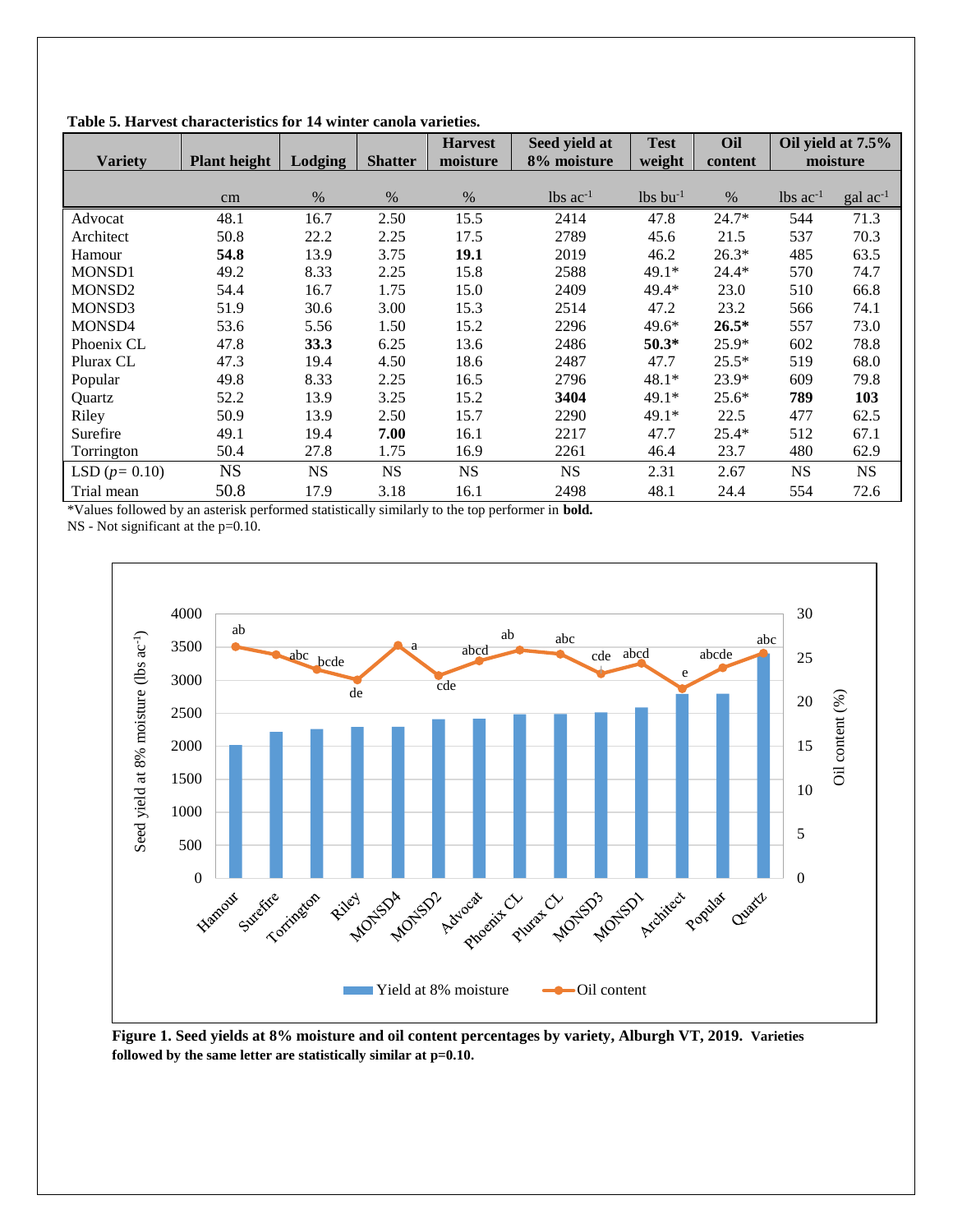**Table 5. Harvest characteristics for 14 winter canola varieties.**

| Variety | Plant height | Lodging | Shatter | Harvest moisture | Seed yield at 8% moisture | Test weight | Oil content | Oil yield at 7.5% moisture | |
|---|---|---|---|---|---|---|---|---|---|
| | cm | % | % | % | lbs ac$^{-1}$ | lbs bu$^{-1}$ | % | lbs ac$^{-1}$ | gal ac$^{-1}$ |
| Advocat | 48.1 | 16.7 | 2.50 | 15.5 | 2414 | 47.8 | 24.7* | 544 | 71.3 |
| Architect | 50.8 | 22.2 | 2.25 | 17.5 | 2789 | 45.6 | 21.5 | 537 | 70.3 |
| Hamour | **54.8** | 13.9 | 3.75 | **19.1** | 2019 | 46.2 | 26.3* | 485 | 63.5 |
| MONSD1 | 49.2 | 8.33 | 2.25 | 15.8 | 2588 | 49.1* | 24.4* | 570 | 74.7 |
| MONSD2 | 54.4 | 16.7 | 1.75 | 15.0 | 2409 | 49.4* | 23.0 | 510 | 66.8 |
| MONSD3 | 51.9 | 30.6 | 3.00 | 15.3 | 2514 | 47.2 | 23.2 | 566 | 74.1 |
| MONSD4 | 53.6 | 5.56 | 1.50 | 15.2 | 2296 | 49.6* | **26.5*** | 557 | 73.0 |
| Phoenix CL | 47.8 | **33.3** | 6.25 | 13.6 | 2486 | **50.3*** | 25.9* | 602 | 78.8 |
| Plurax CL | 47.3 | 19.4 | 4.50 | 18.6 | 2487 | 47.7 | 25.5* | 519 | 68.0 |
| Popular | 49.8 | 8.33 | 2.25 | 16.5 | 2796 | 48.1* | 23.9* | 609 | 79.8 |
| Quartz | 52.2 | 13.9 | 3.25 | 15.2 | **3404** | 49.1* | 25.6* | **789** | **103** |
| Riley | 50.9 | 13.9 | 2.50 | 15.7 | 2290 | 49.1* | 22.5 | 477 | 62.5 |
| Surefire | 49.1 | 19.4 | **7.00** | 16.1 | 2217 | 47.7 | 25.4* | 512 | 67.1 |
| Torrington | 50.4 | 27.8 | 1.75 | 16.9 | 2261 | 46.4 | 23.7 | 480 | 62.9 |
| LSD ($p$= 0.10) | NS | NS | NS | NS | NS | 2.31 | 2.67 | NS | NS |
| Trial mean | 50.8 | 17.9 | 3.18 | 16.1 | 2498 | 48.1 | 24.4 | 554 | 72.6 |

*Values followed by an asterisk performed statistically similarly to the top performer in **bold.**

NS - Not significant at the p=0.10.

**Figure 1. Seed yields at 8% moisture and oil content percentages by variety, Alburgh VT, 2019. Varieties followed by the same letter are statistically similar at p=0.10.**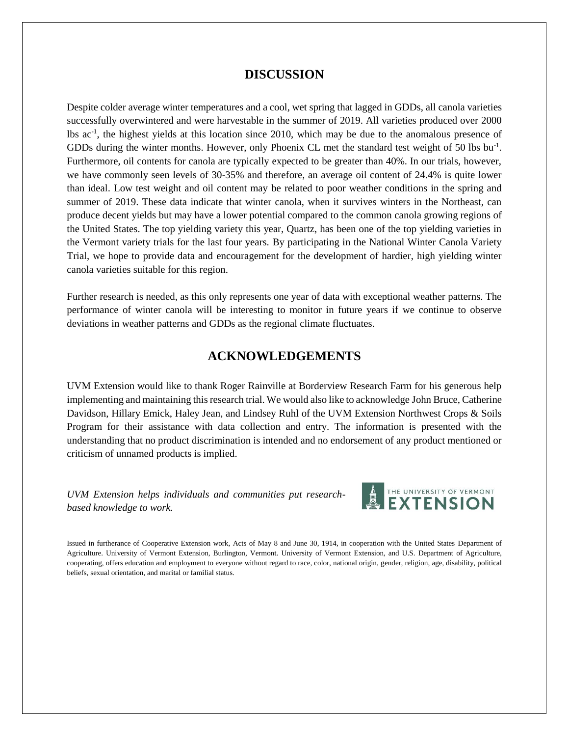## DISCUSSION

Despite colder average winter temperatures and a cool, wet spring that lagged in GDDs, all canola varieties successfully overwintered and were harvestable in the summer of 2019. All varieties produced over 2000 lbs $ac^{-1}$, the highest yields at this location since 2010, which may be due to the anomalous presence of GDDs during the winter months. However, only Phoenix CL met the standard test weight of 50 lbs $bu^{-1}$. Furthermore, oil contents for canola are typically expected to be greater than 40%. In our trials, however, we have commonly seen levels of 30-35% and therefore, an average oil content of 24.4% is quite lower than ideal. Low test weight and oil content may be related to poor weather conditions in the spring and summer of 2019. These data indicate that winter canola, when it survives winters in the Northeast, can produce decent yields but may have a lower potential compared to the common canola growing regions of the United States. The top yielding variety this year, Quartz, has been one of the top yielding varieties in the Vermont variety trials for the last four years. By participating in the National Winter Canola Variety Trial, we hope to provide data and encouragement for the development of hardier, high yielding winter canola varieties suitable for this region.

Further research is needed, as this only represents one year of data with exceptional weather patterns. The performance of winter canola will be interesting to monitor in future years if we continue to observe deviations in weather patterns and GDDs as the regional climate fluctuates.

## ACKNOWLEDGEMENTS

UVM Extension would like to thank Roger Rainville at Borderview Research Farm for his generous help implementing and maintaining this research trial. We would also like to acknowledge John Bruce, Catherine Davidson, Hillary Emick, Haley Jean, and Lindsey Ruhl of the UVM Extension Northwest Crops & Soils Program for their assistance with data collection and entry. The information is presented with the understanding that no product discrimination is intended and no endorsement of any product mentioned or criticism of unnamed products is implied.

*UVM Extension helps individuals and communities put research-based knowledge to work.*

THE UNIVERSITY OF VERMONT EXTENSION

Issued in furtherance of Cooperative Extension work, Acts of May 8 and June 30, 1914, in cooperation with the United States Department of Agriculture. University of Vermont Extension, Burlington, Vermont. University of Vermont Extension, and U.S. Department of Agriculture, cooperating, offers education and employment to everyone without regard to race, color, national origin, gender, religion, age, disability, political beliefs, sexual orientation, and marital or familial status.